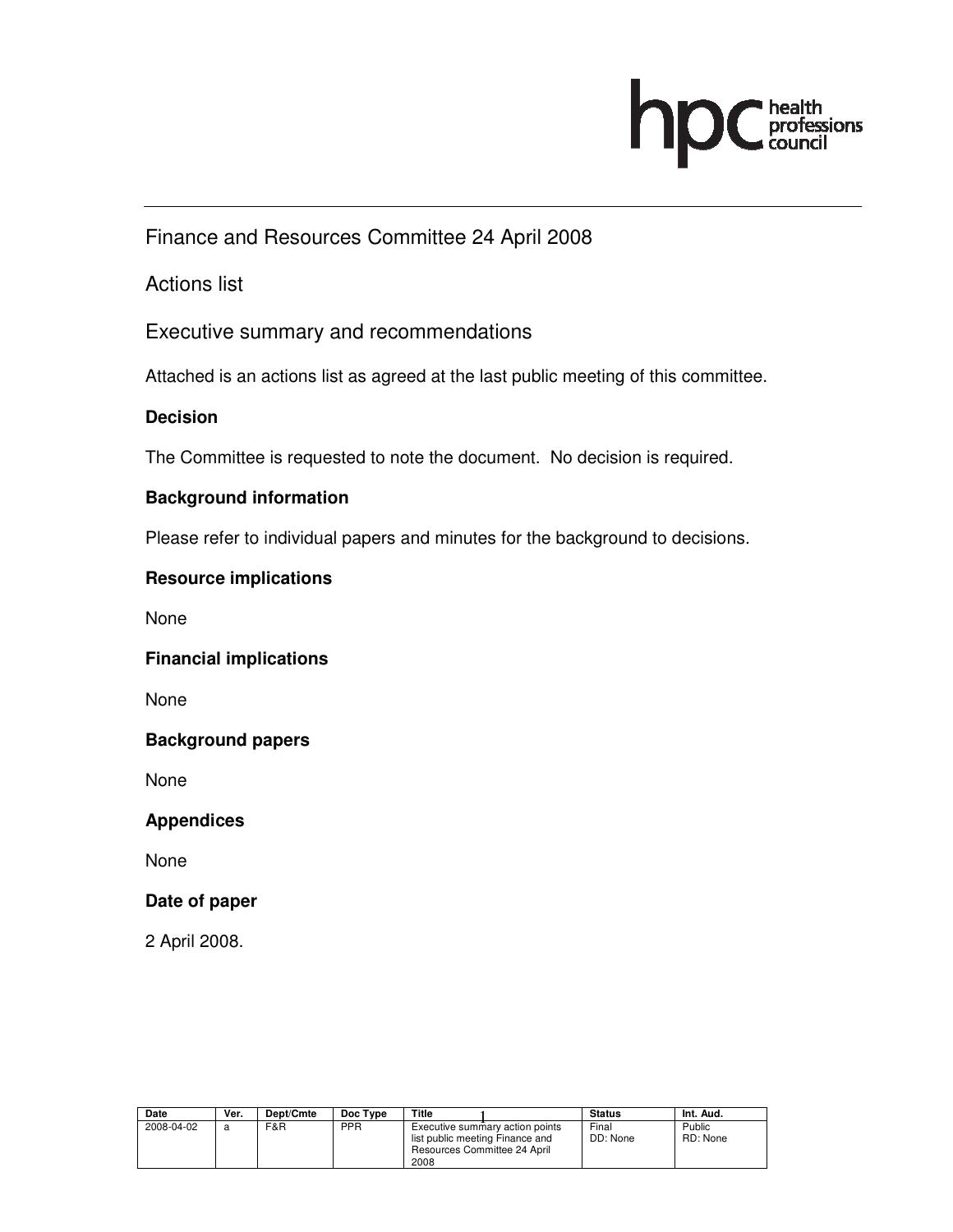# Finance and Resources Committee 24 April 2008

## Actions list

## Executive summary and recommendations

Attached is an actions list as agreed at the last public meeting of this committee.

**Decision**

The Committee is requested to note the document. No decision is required.

**Background information**

Please refer to individual papers and minutes for the background to decisions.

**Resource implications**

None

**Financial implications**

None

**Background papers**

None

**Appendices**

None

**Date of paper**

2 April 2008.

| Date | Ver. | Dept/Cmte | Doc Type | Title | Status | Int. Aud. |
| --- | --- | --- | --- | --- | --- | --- |
| 2008-04-02 | a | F&R | PPR | Executive summary action points list public meeting Finance and Resources Committee 24 April 2008 | Final DD: None | Public RD: None |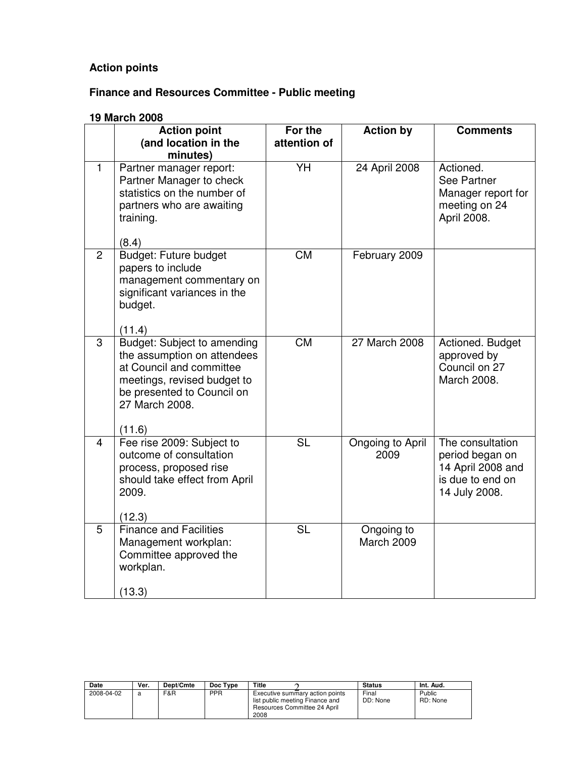**Action points**

**Finance and Resources Committee - Public meeting**

**19 March 2008**

| | Action point (and location in the minutes) | For the attention of | Action by | Comments |
|---|---|---|---|---|
| 1 | Partner manager report: Partner Manager to check statistics on the number of partners who are awaiting training.<br><br>(8.4) | YH | 24 April 2008 | Actioned. See Partner Manager report for meeting on 24 April 2008. |
| 2 | Budget: Future budget papers to include management commentary on significant variances in the budget.<br><br>(11.4) | CM | February 2009 | |
| 3 | Budget: Subject to amending the assumption on attendees at Council and committee meetings, revised budget to be presented to Council on 27 March 2008.<br><br>(11.6) | CM | 27 March 2008 | Actioned. Budget approved by Council on 27 March 2008. |
| 4 | Fee rise 2009: Subject to outcome of consultation process, proposed rise should take effect from April 2009.<br><br>(12.3) | SL | Ongoing to April 2009 | The consultation period began on 14 April 2008 and is due to end on 14 July 2008. |
| 5 | Finance and Facilities Management workplan: Committee approved the workplan.<br><br>(13.3) | SL | Ongoing to March 2009 | |

| Date | Ver. | Dept/Cmte | Doc Type | Title | Status | Int. Aud. |
|---|---|---|---|---|---|---|
| 2008-04-02 | a | F&R | PPR | Executive summary action points list public meeting Finance and Resources Committee 24 April 2008 | Final DD: None | Public RD: None |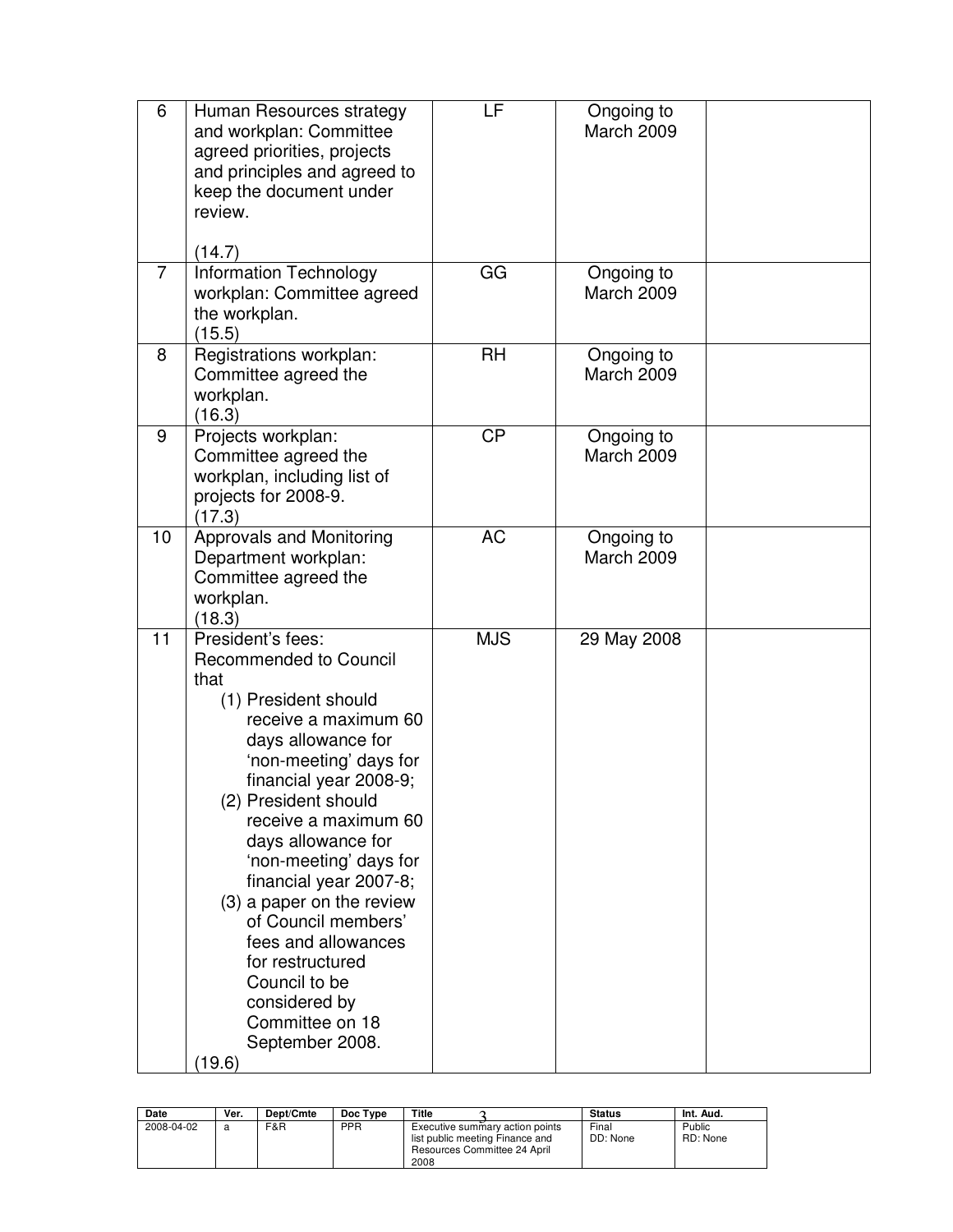| | | | | |
|---|---|---|---|---|
| 6 | Human Resources strategy and workplan: Committee agreed priorities, projects and principles and agreed to keep the document under review.<br><br>(14.7) | LF | Ongoing to March 2009 | |
| 7 | Information Technology workplan: Committee agreed the workplan.<br>(15.5) | GG | Ongoing to March 2009 | |
| 8 | Registrations workplan: Committee agreed the workplan.<br>(16.3) | RH | Ongoing to March 2009 | |
| 9 | Projects workplan: Committee agreed the workplan, including list of projects for 2008-9.<br>(17.3) | CP | Ongoing to March 2009 | |
| 10 | Approvals and Monitoring Department workplan: Committee agreed the workplan.<br>(18.3) | AC | Ongoing to March 2009 | |
| 11 | President's fees: Recommended to Council that<br>(1) President should receive a maximum 60 days allowance for 'non-meeting' days for financial year 2008-9;<br>(2) President should receive a maximum 60 days allowance for 'non-meeting' days for financial year 2007-8;<br>(3) a paper on the review of Council members' fees and allowances for restructured Council to be considered by Committee on 18 September 2008.<br>(19.6) | MJS | 29 May 2008 | |

| Date | Ver. | Dept/Cmte | Doc Type | Title | Status | Int. Aud. |
|---|---|---|---|---|---|---|
| 2008-04-02 | a | F&R | PPR | Executive summary action points list public meeting Finance and Resources Committee 24 April 2008 | Final<br>DD: None | Public<br>RD: None |